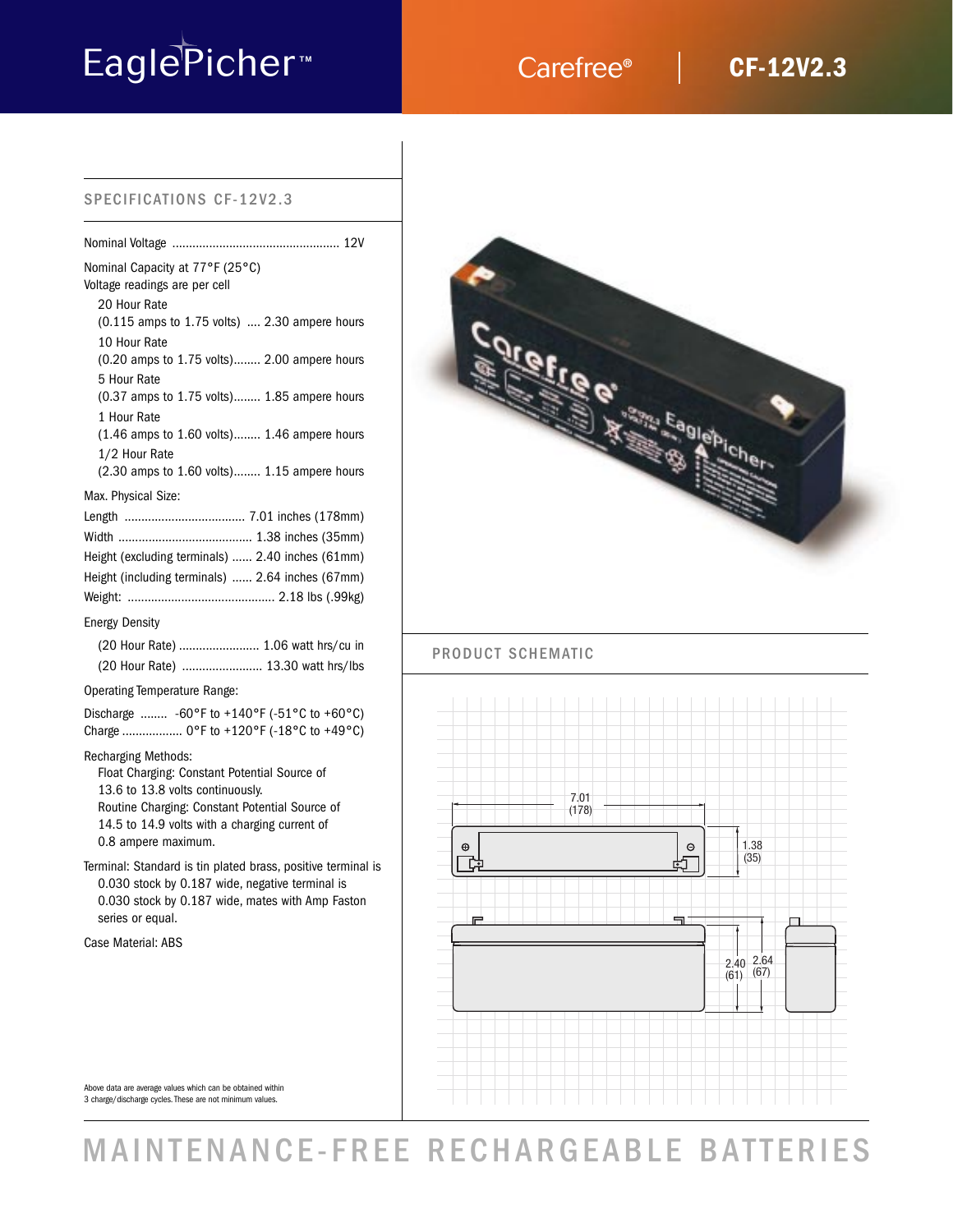# EaglePicher™

## Carefree® | CF-12V2.3

## SPECIFICATIONS CF-12V2.3

Nominal Voltage .................................................. 12V

Nominal Capacity at 77°F (25°C)
Voltage readings are per cell

- 20 Hour Rate
  (0.115 amps to 1.75 volts) .... 2.30 ampere hours
- 10 Hour Rate
  (0.20 amps to 1.75 volts)........ 2.00 ampere hours
- 5 Hour Rate
  (0.37 amps to 1.75 volts)........ 1.85 ampere hours
- 1 Hour Rate
  (1.46 amps to 1.60 volts)........ 1.46 ampere hours
- 1/2 Hour Rate
  (2.30 amps to 1.60 volts)........ 1.15 ampere hours

Max. Physical Size:

- Length .................................... 7.01 inches (178mm)
- Width ........................................ 1.38 inches (35mm)
- Height (excluding terminals) ...... 2.40 inches (61mm)
- Height (including terminals) ...... 2.64 inches (67mm)
- Weight: ........................................... 2.18 lbs (.99kg)

Energy Density

- (20 Hour Rate) ........................ 1.06 watt hrs/cu in
- (20 Hour Rate) ........................ 13.30 watt hrs/lbs

Operating Temperature Range:

- Discharge ........ -60°F to +140°F (-51°C to +60°C)
- Charge .................. 0°F to +120°F (-18°C to +49°C)

Recharging Methods:

- Float Charging: Constant Potential Source of 13.6 to 13.8 volts continuously.
- Routine Charging: Constant Potential Source of 14.5 to 14.9 volts with a charging current of 0.8 ampere maximum.

Terminal: Standard is tin plated brass, positive terminal is 0.030 stock by 0.187 wide, negative terminal is 0.030 stock by 0.187 wide, mates with Amp Faston series or equal.

Case Material: ABS

Above data are average values which can be obtained within 3 charge/discharge cycles. These are not minimum values.

## PRODUCT SCHEMATIC

7.01 (178)

1.38 (35)

2.40 (61)

2.64 (67)

# MAINTENANCE-FREE RECHARGEABLE BATTERIES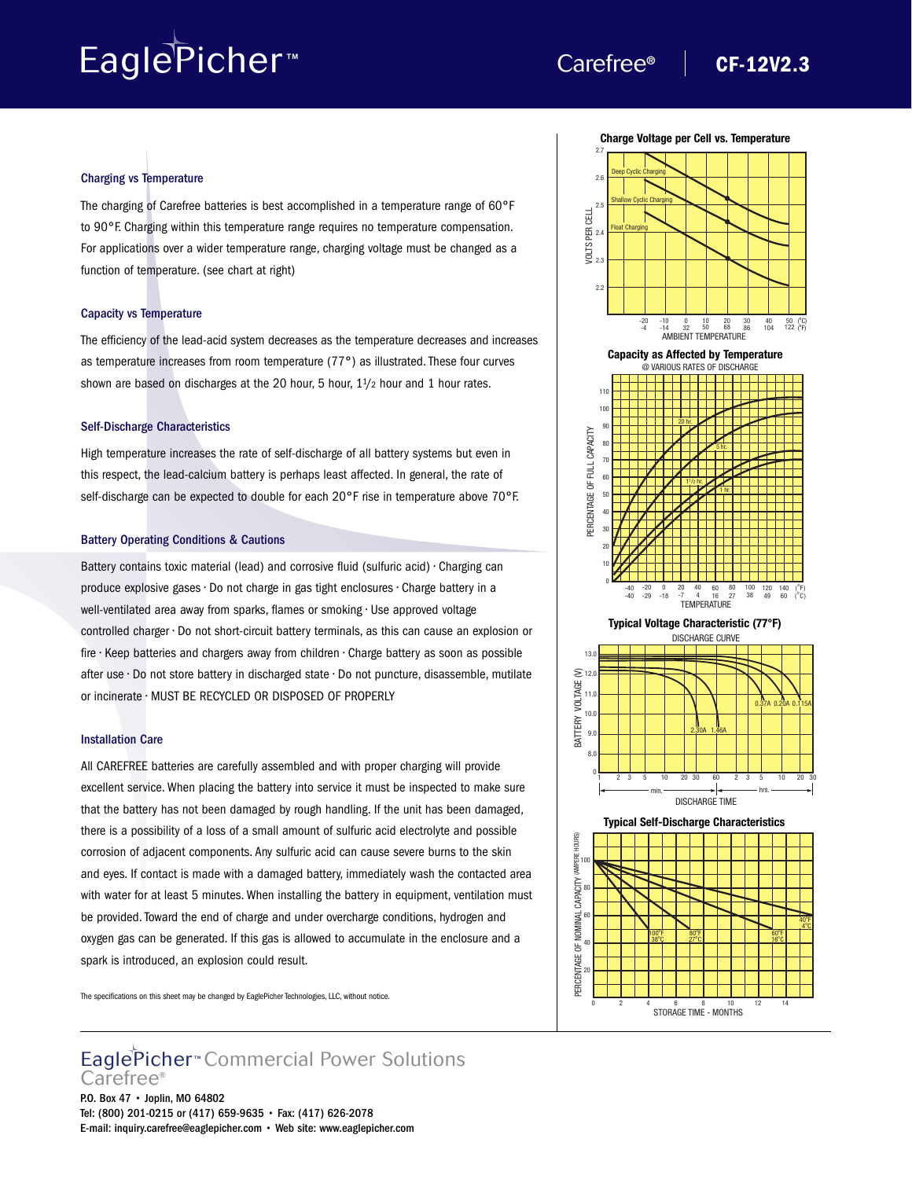EaglePicher™

Carefree® | **CF-12V2.3**

### Charging vs Temperature

The charging of Carefree batteries is best accomplished in a temperature range of 60°F to 90°F. Charging within this temperature range requires no temperature compensation. For applications over a wider temperature range, charging voltage must be changed as a function of temperature. (see chart at right)

### Capacity vs Temperature

The efficiency of the lead-acid system decreases as the temperature decreases and increases as temperature increases from room temperature (77°) as illustrated. These four curves shown are based on discharges at the 20 hour, 5 hour, 1½ hour and 1 hour rates.

### Self-Discharge Characteristics

High temperature increases the rate of self-discharge of all battery systems but even in this respect, the lead-calcium battery is perhaps least affected. In general, the rate of self-discharge can be expected to double for each 20°F rise in temperature above 70°F.

### Battery Operating Conditions & Cautions

Battery contains toxic material (lead) and corrosive fluid (sulfuric acid) · Charging can produce explosive gases · Do not charge in gas tight enclosures · Charge battery in a well-ventilated area away from sparks, flames or smoking · Use approved voltage controlled charger · Do not short-circuit battery terminals, as this can cause an explosion or fire · Keep batteries and chargers away from children · Charge battery as soon as possible after use · Do not store battery in discharged state · Do not puncture, disassemble, mutilate or incinerate · MUST BE RECYCLED OR DISPOSED OF PROPERLY

### Installation Care

All CAREFREE batteries are carefully assembled and with proper charging will provide excellent service. When placing the battery into service it must be inspected to make sure that the battery has not been damaged by rough handling. If the unit has been damaged, there is a possibility of a loss of a small amount of sulfuric acid electrolyte and possible corrosion of adjacent components. Any sulfuric acid can cause severe burns to the skin and eyes. If contact is made with a damaged battery, immediately wash the contacted area with water for at least 5 minutes. When installing the battery in equipment, ventilation must be provided. Toward the end of charge and under overcharge conditions, hydrogen and oxygen gas can be generated. If this gas is allowed to accumulate in the enclosure and a spark is introduced, an explosion could result.

The specifications on this sheet may be changed by EaglePicher Technologies, LLC, without notice.

**Charge Voltage per Cell vs. Temperature**

VOLTS PER CELL: 2.7, 2.6, 2.5, 2.4, 2.3, 2.2

Deep Cyclic Charging
Shallow Cyclic Charging
Float Charging

AMBIENT TEMPERATURE: -20 (-4), -10 (-14), 0 (32), 10 (50), 20 (68), 30 (86), 40 (104), 50 (122) (°C) (°F)

**Capacity as Affected by Temperature**
@ VARIOUS RATES OF DISCHARGE

PERCENTAGE OF FULL CAPACITY: 0, 10, 20, 30, 40, 50, 60, 70, 80, 90, 100, 110

20 hr.
5 hr.
1½ hr.
1 hr.

TEMPERATURE: -40 (-40), -20 (-29), 0 (-18), 20 (-7), 40 (4), 60 (16), 80 (27), 100 (38), 120 (49), 140 (60) (°F) (°C)

**Typical Voltage Characteristic (77°F)**
DISCHARGE CURVE

BATTERY VOLTAGE (V): 0, 8.0, 9.0, 10.0, 11.0, 12.0, 13.0

2.30A 1.46A 0.37A 0.20A 0.115A

DISCHARGE TIME: 1, 2, 3, 5, 10, 20, 30, 60 (min.) 2, 3, 5, 10, 20, 30 (hrs.)

**Typical Self-Discharge Characteristics**

PERCENTAGE OF NOMINAL CAPACITY (AMPERE HOURS): 20, 40, 60, 80, 100

100°F 38°C
80°F 27°C
60°F 16°C
40°F 4°C

STORAGE TIME - MONTHS: 0, 2, 4, 6, 8, 10, 12, 14

EaglePicher™ Commercial Power Solutions
Carefree®

P.O. Box 47 • Joplin, MO 64802
Tel: (800) 201-0215 or (417) 659-9635 • Fax: (417) 626-2078
E-mail: inquiry.carefree@eaglepicher.com • Web site: www.eaglepicher.com